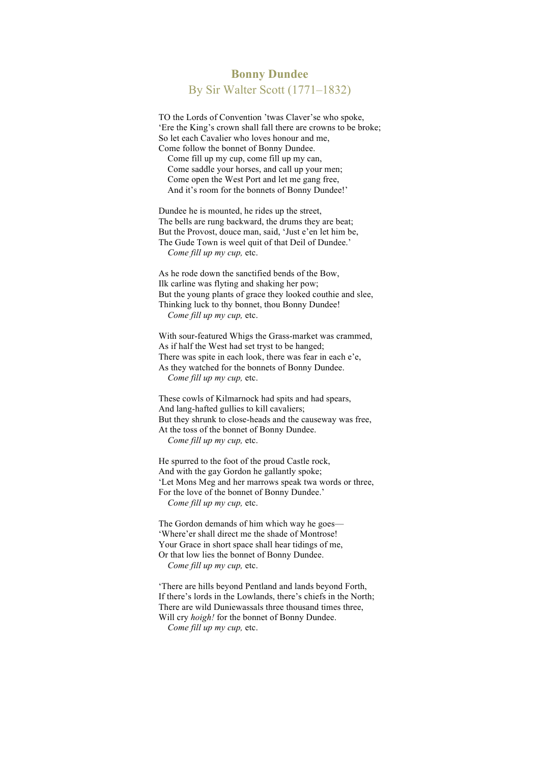# Bonny Dundee

## By Sir Walter Scott (1771–1832)

TO the Lords of Convention 'twas Claver'se who spoke,
'Ere the King's crown shall fall there are crowns to be broke;
So let each Cavalier who loves honour and me,
Come follow the bonnet of Bonny Dundee.
   Come fill up my cup, come fill up my can,
   Come saddle your horses, and call up your men;
   Come open the West Port and let me gang free,
   And it's room for the bonnets of Bonny Dundee!'

Dundee he is mounted, he rides up the street,
The bells are rung backward, the drums they are beat;
But the Provost, douce man, said, 'Just e'en let him be,
The Gude Town is weel quit of that Deil of Dundee.'
   *Come fill up my cup,* etc.

As he rode down the sanctified bends of the Bow,
Ilk carline was flyting and shaking her pow;
But the young plants of grace they looked couthie and slee,
Thinking luck to thy bonnet, thou Bonny Dundee!
   *Come fill up my cup,* etc.

With sour-featured Whigs the Grass-market was crammed,
As if half the West had set tryst to be hanged;
There was spite in each look, there was fear in each e'e,
As they watched for the bonnets of Bonny Dundee.
   *Come fill up my cup,* etc.

These cowls of Kilmarnock had spits and had spears,
And lang-hafted gullies to kill cavaliers;
But they shrunk to close-heads and the causeway was free,
At the toss of the bonnet of Bonny Dundee.
   *Come fill up my cup,* etc.

He spurred to the foot of the proud Castle rock,
And with the gay Gordon he gallantly spoke;
'Let Mons Meg and her marrows speak twa words or three,
For the love of the bonnet of Bonny Dundee.'
   *Come fill up my cup,* etc.

The Gordon demands of him which way he goes—
'Where'er shall direct me the shade of Montrose!
Your Grace in short space shall hear tidings of me,
Or that low lies the bonnet of Bonny Dundee.
   *Come fill up my cup,* etc.

'There are hills beyond Pentland and lands beyond Forth,
If there's lords in the Lowlands, there's chiefs in the North;
There are wild Duniewassals three thousand times three,
Will cry *hoigh!* for the bonnet of Bonny Dundee.
   *Come fill up my cup,* etc.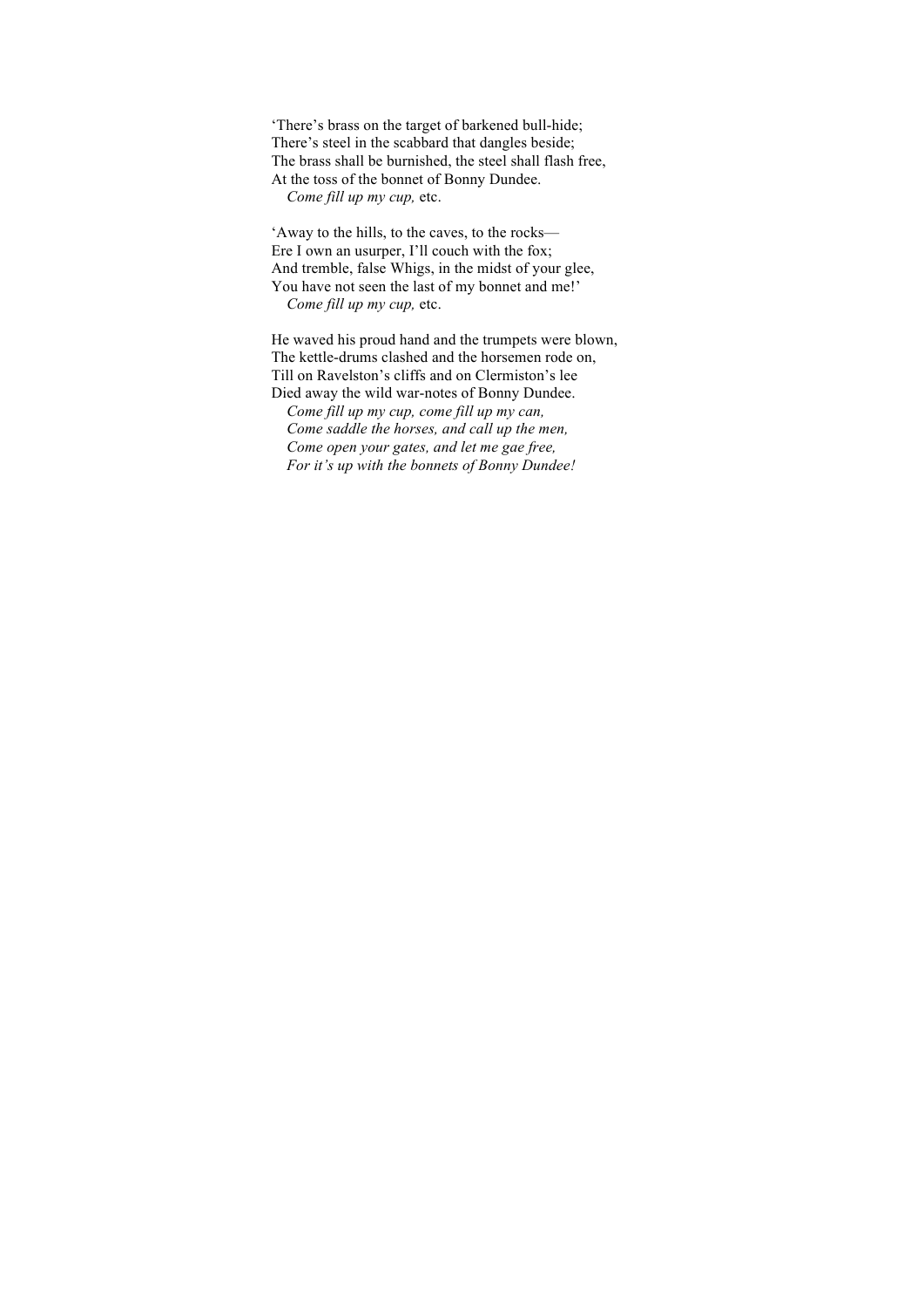'There's brass on the target of barkened bull-hide;
There's steel in the scabbard that dangles beside;
The brass shall be burnished, the steel shall flash free,
At the toss of the bonnet of Bonny Dundee.
   *Come fill up my cup,* etc.

'Away to the hills, to the caves, to the rocks—
Ere I own an usurper, I'll couch with the fox;
And tremble, false Whigs, in the midst of your glee,
You have not seen the last of my bonnet and me!'
   *Come fill up my cup,* etc.

He waved his proud hand and the trumpets were blown,
The kettle-drums clashed and the horsemen rode on,
Till on Ravelston's cliffs and on Clermiston's lee
Died away the wild war-notes of Bonny Dundee.
   *Come fill up my cup, come fill up my can,*
   *Come saddle the horses, and call up the men,*
   *Come open your gates, and let me gae free,*
   *For it's up with the bonnets of Bonny Dundee!*